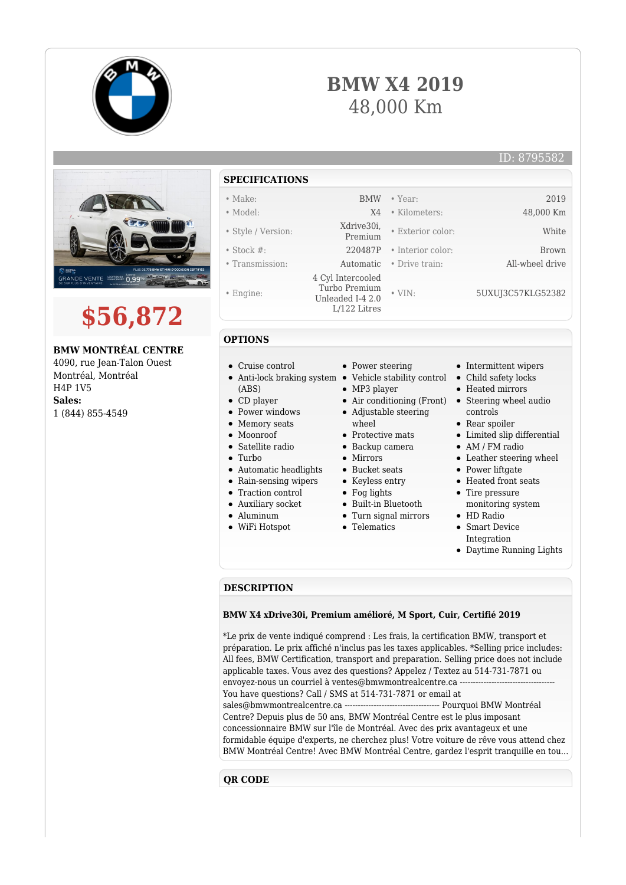# BMW X4 2019

## 48,000 Km

ID: 8795582

# $56,872

**BMW MONTRÉAL CENTRE**
4090, rue Jean-Talon Ouest
Montréal, Montréal
H4P 1V5
**Sales:**
1 (844) 855-4549

## SPECIFICATIONS

| | | | |
|---|---|---|---|
| • Make: | BMW | • Year: | 2019 |
| • Model: | X4 | • Kilometers: | 48,000 Km |
| • Style / Version: | Xdrive30i, Premium | • Exterior color: | White |
| • Stock #: | 220487P | • Interior color: | Brown |
| • Transmission: | Automatic | • Drive train: | All-wheel drive |
| • Engine: | 4 Cyl Intercooled Turbo Premium Unleaded I-4 2.0 L/122 Litres | • VIN: | 5UXUJ3C57KLG52382 |

## OPTIONS

- Cruise control
- Anti-lock braking system (ABS)
- CD player
- Power windows
- Memory seats
- Moonroof
- Satellite radio
- Turbo
- Automatic headlights
- Rain-sensing wipers
- Traction control
- Auxiliary socket
- Aluminum
- WiFi Hotspot
- Power steering
- Vehicle stability control
- MP3 player
- Air conditioning (Front)
- Adjustable steering wheel
- Protective mats
- Backup camera
- Mirrors
- Bucket seats
- Keyless entry
- Fog lights
- Built-in Bluetooth
- Turn signal mirrors
- Telematics
- Intermittent wipers
- Child safety locks
- Heated mirrors
- Steering wheel audio controls
- Rear spoiler
- Limited slip differential
- AM / FM radio
- Leather steering wheel
- Power liftgate
- Heated front seats
- Tire pressure monitoring system
- HD Radio
- Smart Device Integration
- Daytime Running Lights

## DESCRIPTION

**BMW X4 xDrive30i, Premium amélioré, M Sport, Cuir, Certifié 2019**

*Le prix de vente indiqué comprend : Les frais, la certification BMW, transport et préparation. Le prix affiché n'inclus pas les taxes applicables. *Selling price includes: All fees, BMW Certification, transport and preparation. Selling price does not include applicable taxes. Vous avez des questions? Appelez / Textez au 514-731-7871 ou envoyez-nous un courriel à ventes@bmwmontrealcentre.ca ---------------------------------- You have questions? Call / SMS at 514-731-7871 or email at sales@bmwmontrealcentre.ca ---------------------------------- Pourquoi BMW Montréal Centre? Depuis plus de 50 ans, BMW Montréal Centre est le plus imposant concessionnaire BMW sur l'île de Montréal. Avec des prix avantageux et une formidable équipe d'experts, ne cherchez plus! Votre voiture de rêve vous attend chez BMW Montréal Centre! Avec BMW Montréal Centre, gardez l'esprit tranquille en tou...

## QR CODE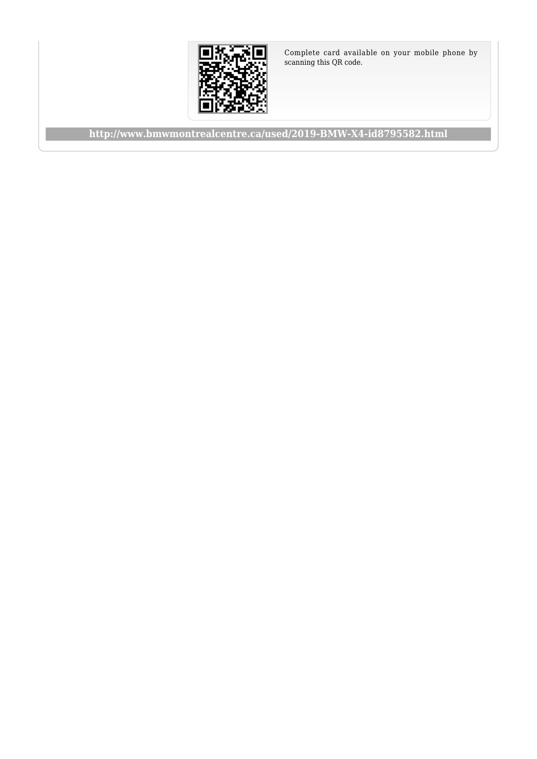Complete card available on your mobile phone by scanning this QR code.

**http://www.bmwmontrealcentre.ca/used/2019-BMW-X4-id8795582.html**